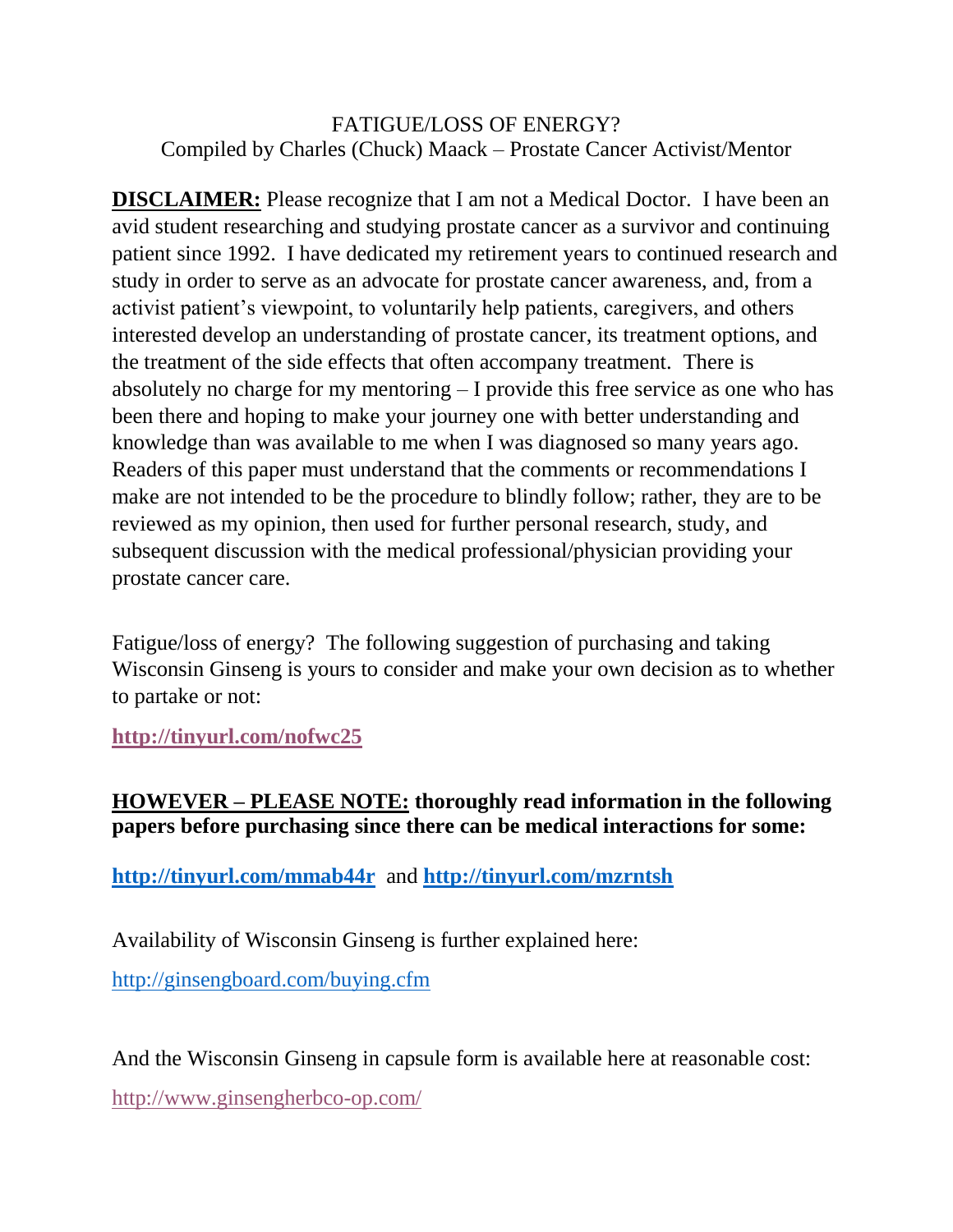FATIGUE/LOSS OF ENERGY?

Compiled by Charles (Chuck) Maack – Prostate Cancer Activist/Mentor

**DISCLAIMER:** Please recognize that I am not a Medical Doctor. I have been an avid student researching and studying prostate cancer as a survivor and continuing patient since 1992. I have dedicated my retirement years to continued research and study in order to serve as an advocate for prostate cancer awareness, and, from a activist patient's viewpoint, to voluntarily help patients, caregivers, and others interested develop an understanding of prostate cancer, its treatment options, and the treatment of the side effects that often accompany treatment. There is absolutely no charge for my mentoring – I provide this free service as one who has been there and hoping to make your journey one with better understanding and knowledge than was available to me when I was diagnosed so many years ago. Readers of this paper must understand that the comments or recommendations I make are not intended to be the procedure to blindly follow; rather, they are to be reviewed as my opinion, then used for further personal research, study, and subsequent discussion with the medical professional/physician providing your prostate cancer care.

Fatigue/loss of energy? The following suggestion of purchasing and taking Wisconsin Ginseng is yours to consider and make your own decision as to whether to partake or not:

**http://tinyurl.com/nofwc25**

**HOWEVER – PLEASE NOTE: thoroughly read information in the following papers before purchasing since there can be medical interactions for some:**

**http://tinyurl.com/mmab44r** and **http://tinyurl.com/mzrntsh**

Availability of Wisconsin Ginseng is further explained here:

http://ginsengboard.com/buying.cfm

And the Wisconsin Ginseng in capsule form is available here at reasonable cost:

http://www.ginsengherbco-op.com/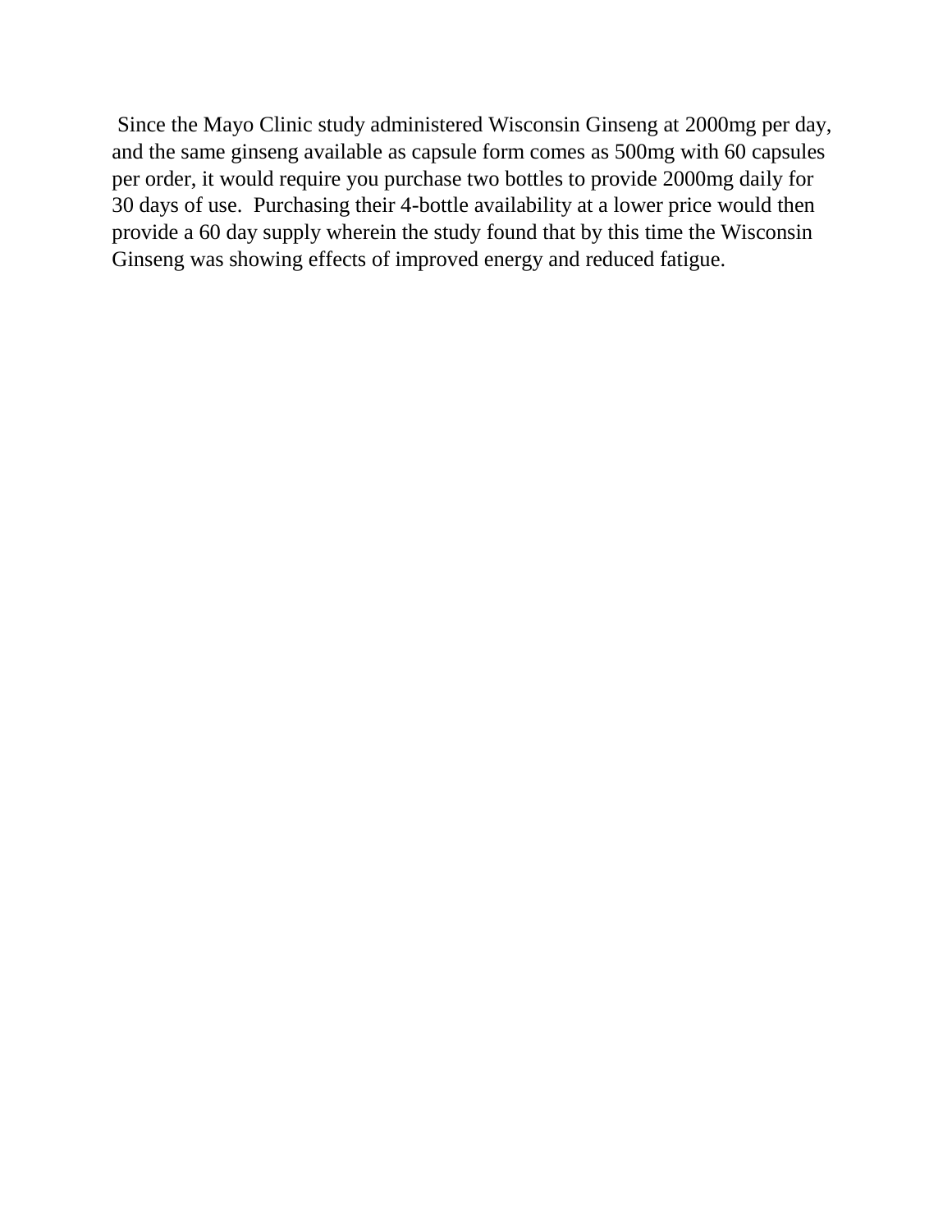Since the Mayo Clinic study administered Wisconsin Ginseng at 2000mg per day, and the same ginseng available as capsule form comes as 500mg with 60 capsules per order, it would require you purchase two bottles to provide 2000mg daily for 30 days of use.  Purchasing their 4-bottle availability at a lower price would then provide a 60 day supply wherein the study found that by this time the Wisconsin Ginseng was showing effects of improved energy and reduced fatigue.